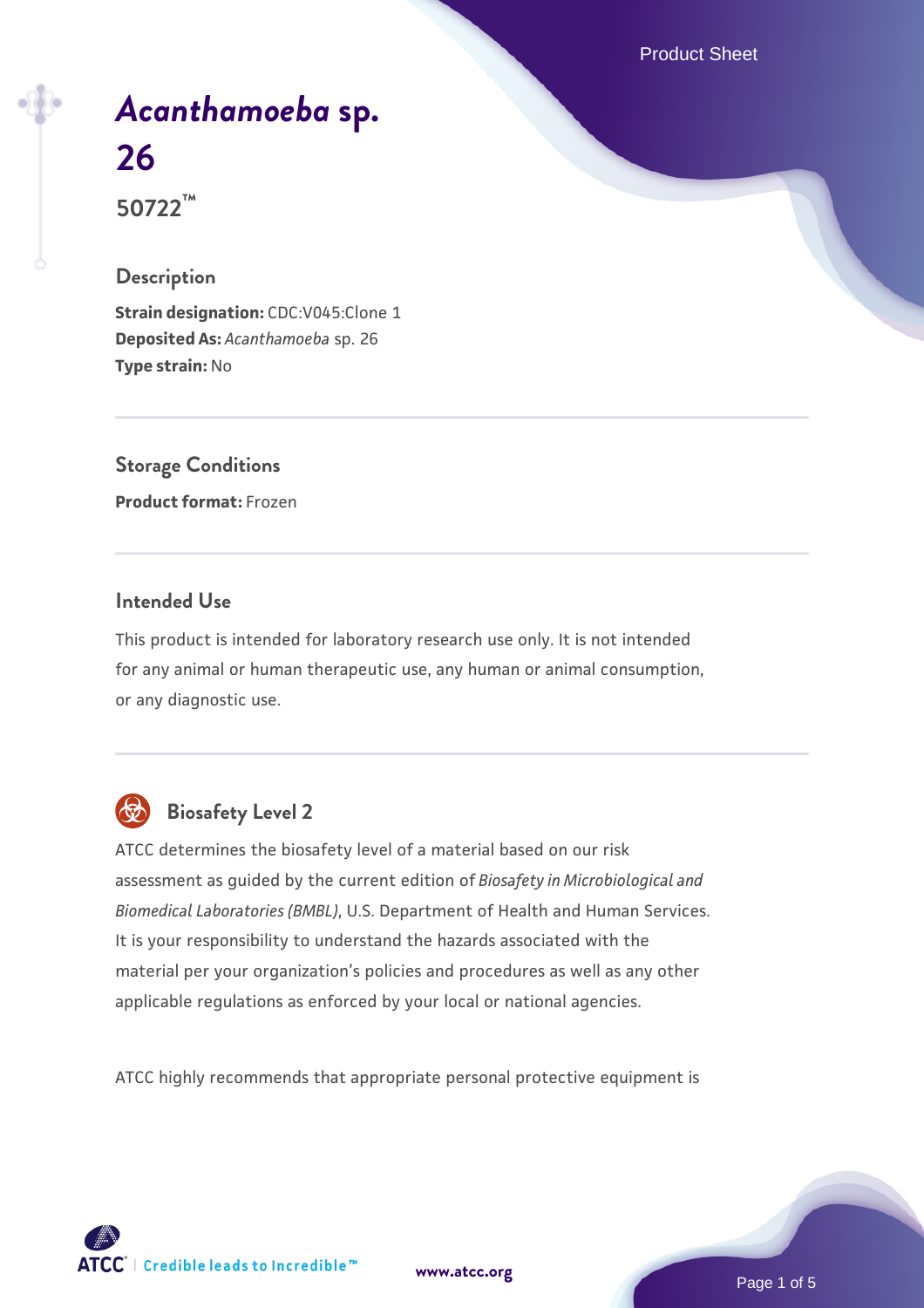# *Acanthamoeba* sp. 26

**50722™**

## Description

**Strain designation:** CDC:V045:Clone 1
**Deposited As:** *Acanthamoeba* sp. 26
**Type strain:** No

## Storage Conditions

**Product format:** Frozen

## Intended Use

This product is intended for laboratory research use only. It is not intended for any animal or human therapeutic use, any human or animal consumption, or any diagnostic use.

## Biosafety Level 2

ATCC determines the biosafety level of a material based on our risk assessment as guided by the current edition of *Biosafety in Microbiological and Biomedical Laboratories (BMBL)*, U.S. Department of Health and Human Services. It is your responsibility to understand the hazards associated with the material per your organization's policies and procedures as well as any other applicable regulations as enforced by your local or national agencies.

ATCC highly recommends that appropriate personal protective equipment is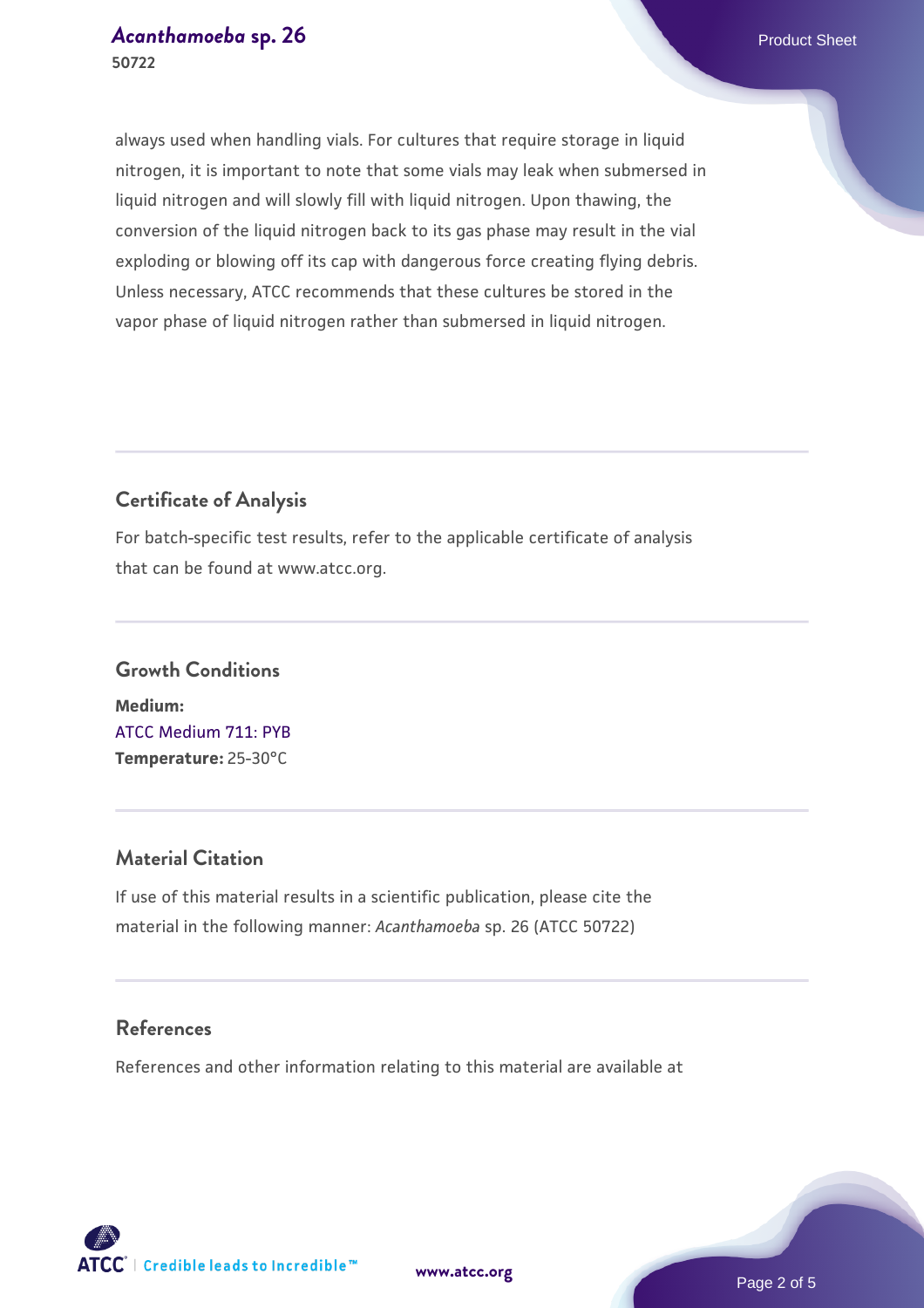always used when handling vials. For cultures that require storage in liquid nitrogen, it is important to note that some vials may leak when submersed in liquid nitrogen and will slowly fill with liquid nitrogen. Upon thawing, the conversion of the liquid nitrogen back to its gas phase may result in the vial exploding or blowing off its cap with dangerous force creating flying debris. Unless necessary, ATCC recommends that these cultures be stored in the vapor phase of liquid nitrogen rather than submersed in liquid nitrogen.

## Certificate of Analysis

For batch-specific test results, refer to the applicable certificate of analysis that can be found at www.atcc.org.

## Growth Conditions

**Medium:**
ATCC Medium 711: PYB
**Temperature:** 25-30°C

## Material Citation

If use of this material results in a scientific publication, please cite the material in the following manner: *Acanthamoeba* sp. 26 (ATCC 50722)

## References

References and other information relating to this material are available at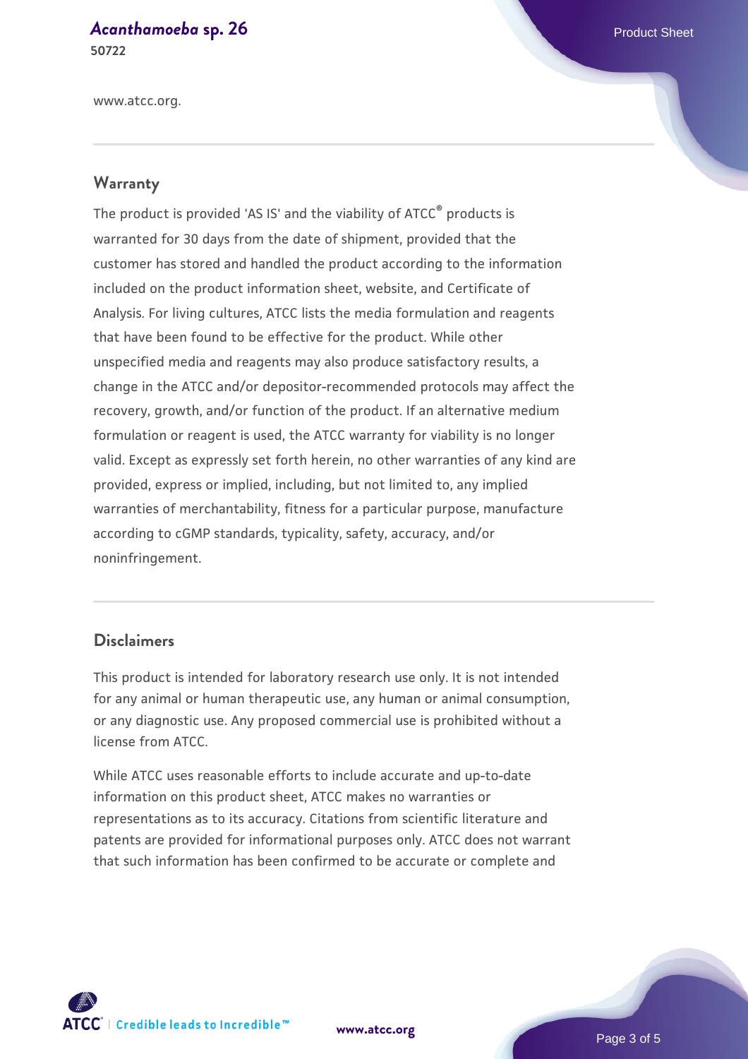www.atcc.org.

## Warranty

The product is provided 'AS IS' and the viability of ATCC® products is warranted for 30 days from the date of shipment, provided that the customer has stored and handled the product according to the information included on the product information sheet, website, and Certificate of Analysis. For living cultures, ATCC lists the media formulation and reagents that have been found to be effective for the product. While other unspecified media and reagents may also produce satisfactory results, a change in the ATCC and/or depositor-recommended protocols may affect the recovery, growth, and/or function of the product. If an alternative medium formulation or reagent is used, the ATCC warranty for viability is no longer valid. Except as expressly set forth herein, no other warranties of any kind are provided, express or implied, including, but not limited to, any implied warranties of merchantability, fitness for a particular purpose, manufacture according to cGMP standards, typicality, safety, accuracy, and/or noninfringement.

## Disclaimers

This product is intended for laboratory research use only. It is not intended for any animal or human therapeutic use, any human or animal consumption, or any diagnostic use. Any proposed commercial use is prohibited without a license from ATCC.

While ATCC uses reasonable efforts to include accurate and up-to-date information on this product sheet, ATCC makes no warranties or representations as to its accuracy. Citations from scientific literature and patents are provided for informational purposes only. ATCC does not warrant that such information has been confirmed to be accurate or complete and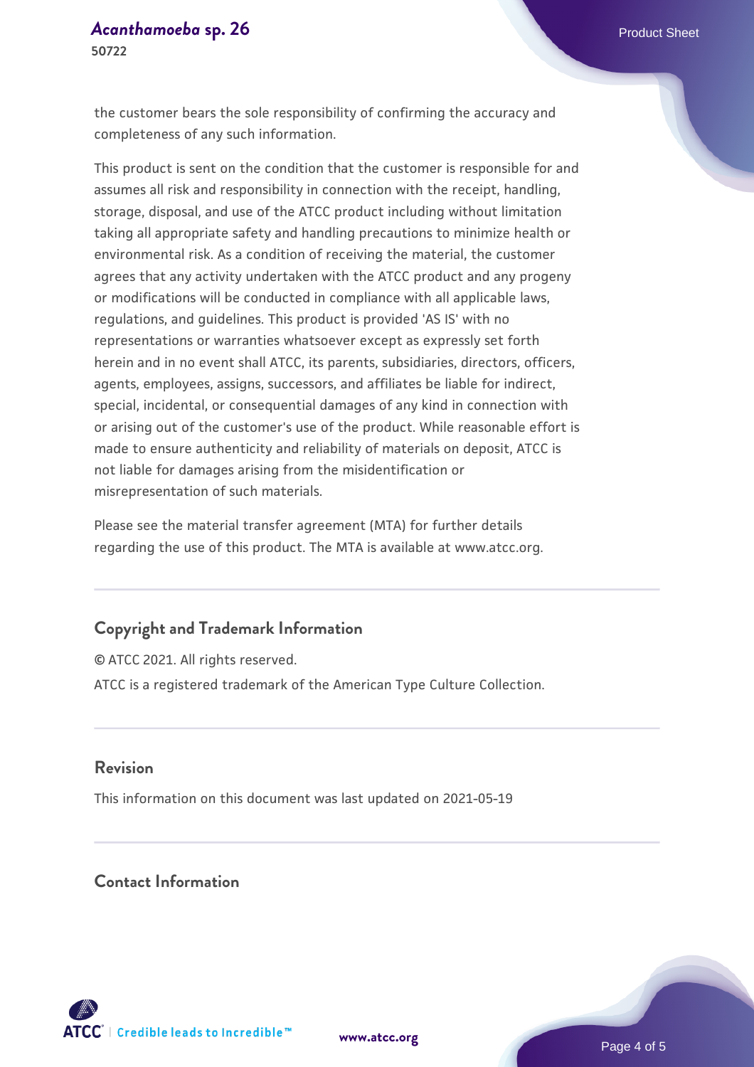the customer bears the sole responsibility of confirming the accuracy and completeness of any such information.

This product is sent on the condition that the customer is responsible for and assumes all risk and responsibility in connection with the receipt, handling, storage, disposal, and use of the ATCC product including without limitation taking all appropriate safety and handling precautions to minimize health or environmental risk. As a condition of receiving the material, the customer agrees that any activity undertaken with the ATCC product and any progeny or modifications will be conducted in compliance with all applicable laws, regulations, and guidelines. This product is provided 'AS IS' with no representations or warranties whatsoever except as expressly set forth herein and in no event shall ATCC, its parents, subsidiaries, directors, officers, agents, employees, assigns, successors, and affiliates be liable for indirect, special, incidental, or consequential damages of any kind in connection with or arising out of the customer's use of the product. While reasonable effort is made to ensure authenticity and reliability of materials on deposit, ATCC is not liable for damages arising from the misidentification or misrepresentation of such materials.

Please see the material transfer agreement (MTA) for further details regarding the use of this product. The MTA is available at www.atcc.org.

## Copyright and Trademark Information

© ATCC 2021. All rights reserved.

ATCC is a registered trademark of the American Type Culture Collection.

## Revision

This information on this document was last updated on 2021-05-19

## Contact Information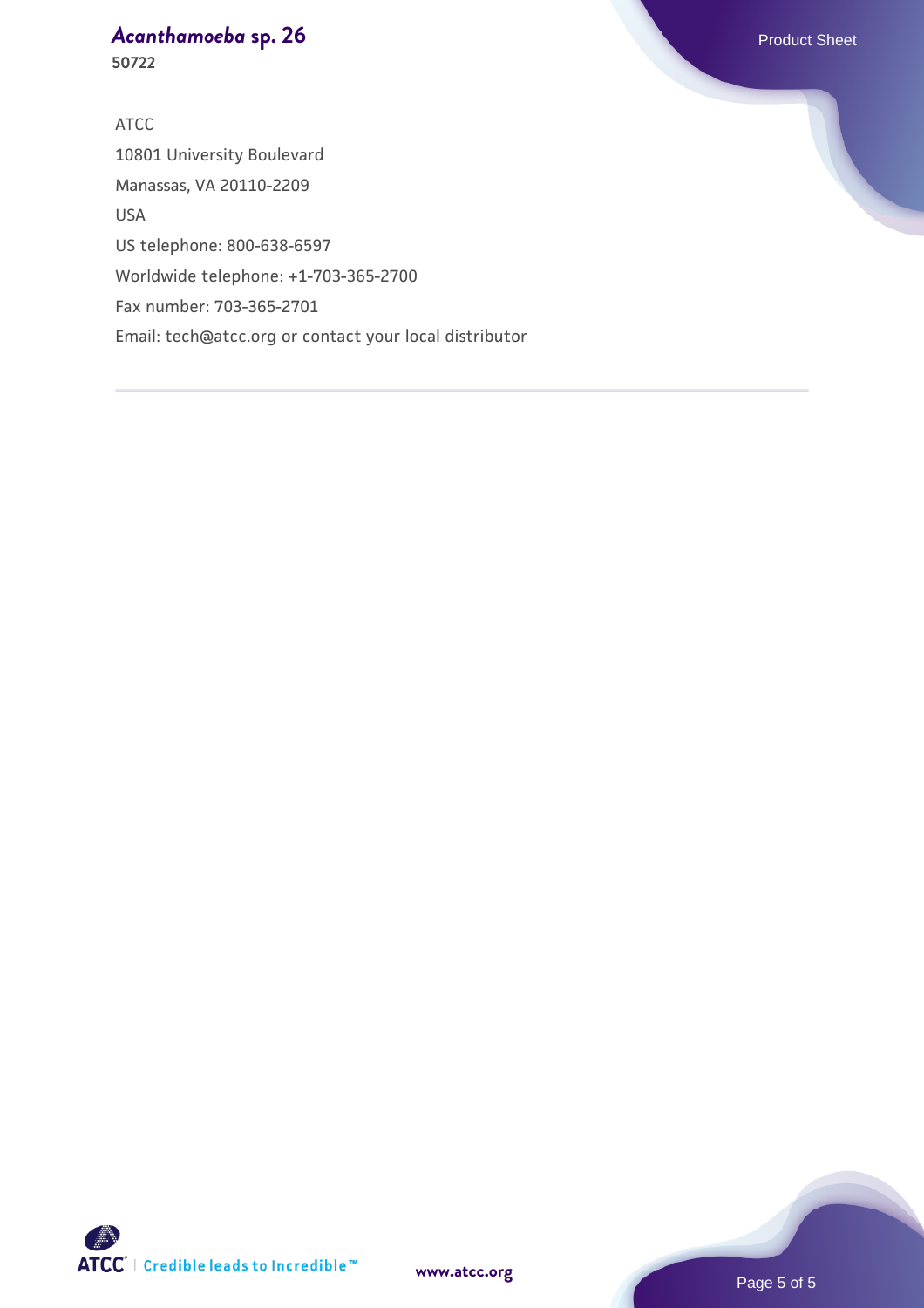ATCC

10801 University Boulevard

Manassas, VA 20110-2209

USA

US telephone: 800-638-6597

Worldwide telephone: +1-703-365-2700

Fax number: 703-365-2701

Email: tech@atcc.org or contact your local distributor